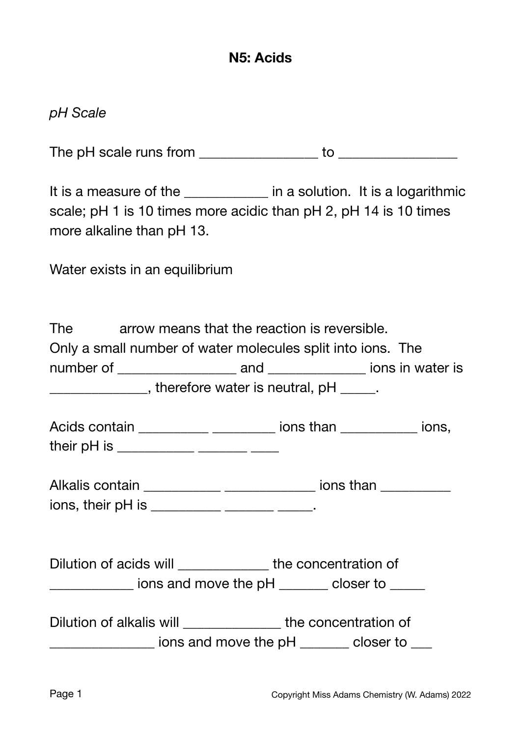**N5: Acids**

*pH Scale*

The pH scale runs from ________________ to ________________

It is a measure of the ___________ in a solution. It is a logarithmic scale; pH 1 is 10 times more acidic than pH 2, pH 14 is 10 times more alkaline than pH 13.

Water exists in an equilibrium

The arrow means that the reaction is reversible.
Only a small number of water molecules split into ions. The number of ________________ and _____________ ions in water is _____________, therefore water is neutral, pH _____.

Acids contain __________ _________ ions than __________ ions, their pH is __________ _______ ____

Alkalis contain __________ ____________ ions than _________ ions, their pH is _________ _______ _____.

Dilution of acids will ____________ the concentration of ___________ ions and move the pH _______ closer to _____

Dilution of alkalis will _____________ the concentration of ______________ ions and move the pH _______ closer to ___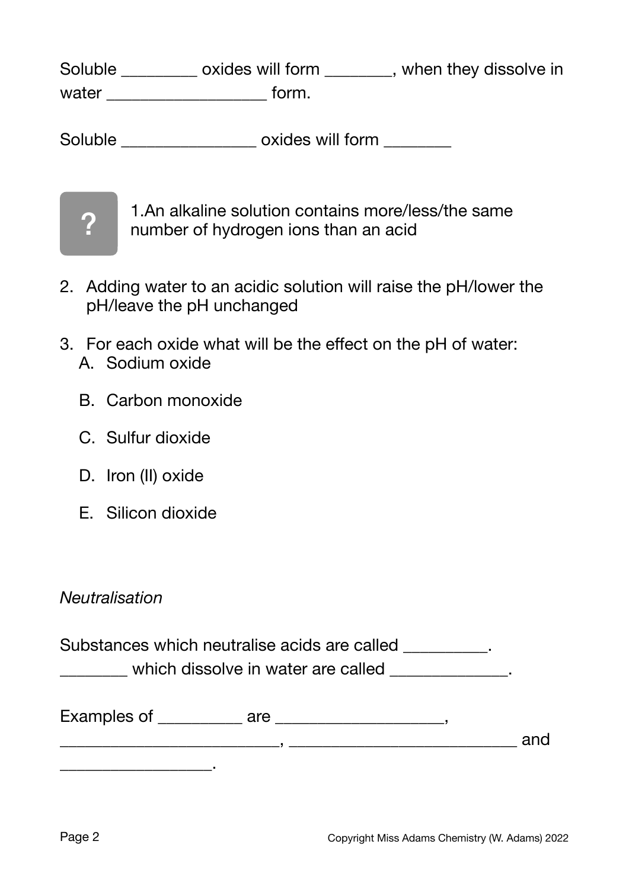Soluble _________ oxides will form ________, when they dissolve in water ___________________ form.

Soluble ________________ oxides will form ________

?

1.An alkaline solution contains more/less/the same number of hydrogen ions than an acid

2. Adding water to an acidic solution will raise the pH/lower the pH/leave the pH unchanged

3. For each oxide what will be the effect on the pH of water:
   A. Sodium oxide

   B. Carbon monoxide

   C. Sulfur dioxide

   D. Iron (II) oxide

   E. Silicon dioxide

*Neutralisation*

Substances which neutralise acids are called __________.
________ which dissolve in water are called ______________.

Examples of __________ are ____________________,
__________________________, ____________________________ and
__________________.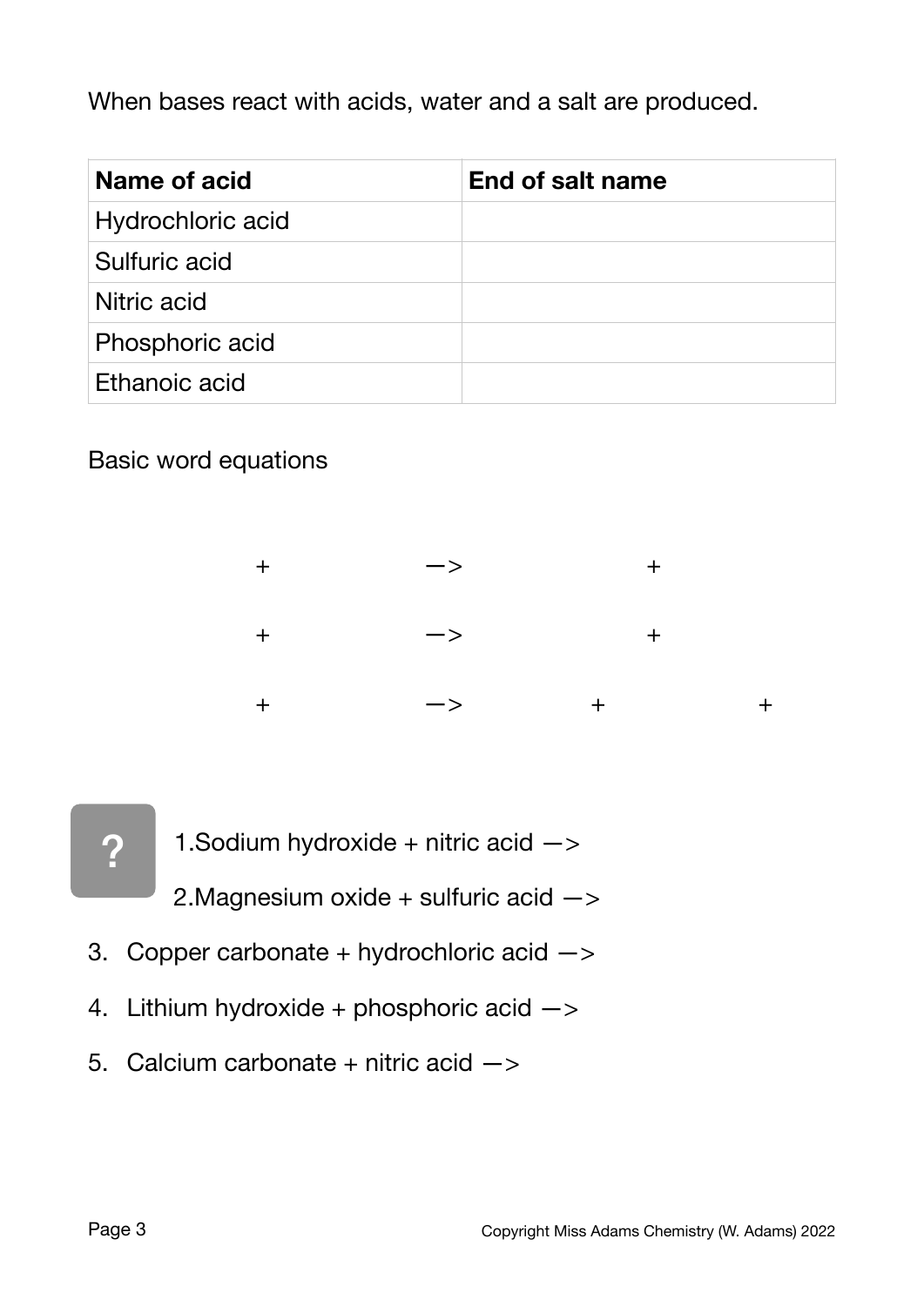When bases react with acids, water and a salt are produced.

| Name of acid | End of salt name |
| --- | --- |
| Hydrochloric acid | |
| Sulfuric acid | |
| Nitric acid | |
| Phosphoric acid | |
| Ethanoic acid | |

Basic word equations

+ —> +

+ —> +

+ —> + +

?

1. Sodium hydroxide + nitric acid —>
2. Magnesium oxide + sulfuric acid —>
3. Copper carbonate + hydrochloric acid —>
4. Lithium hydroxide + phosphoric acid —>
5. Calcium carbonate + nitric acid —>

Copyright Miss Adams Chemistry (W. Adams) 2022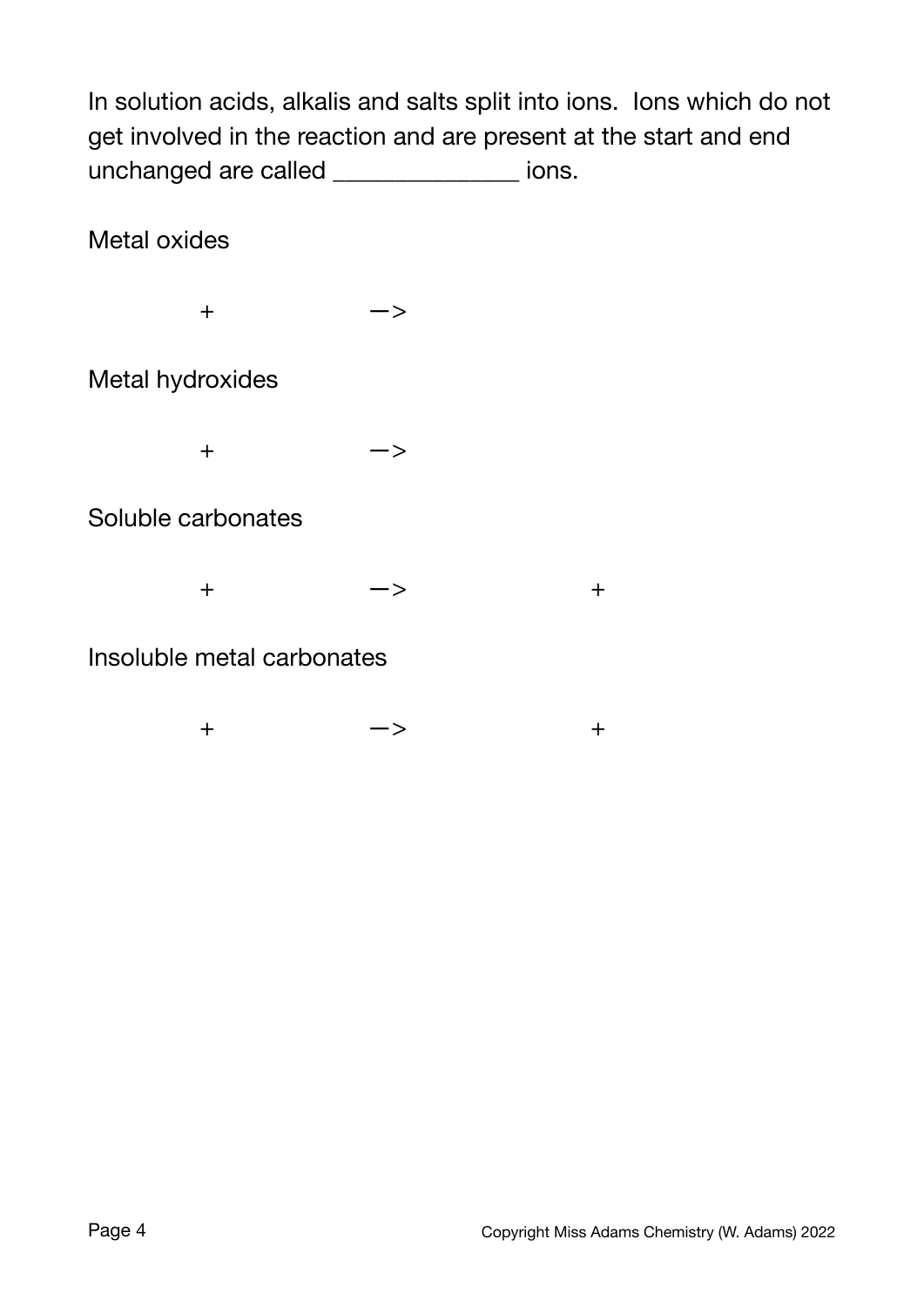In solution acids, alkalis and salts split into ions. Ions which do not get involved in the reaction and are present at the start and end unchanged are called ______________ ions.

Metal oxides

+ —>

Metal hydroxides

+ —>

Soluble carbonates

+ —> +

Insoluble metal carbonates

+ —> +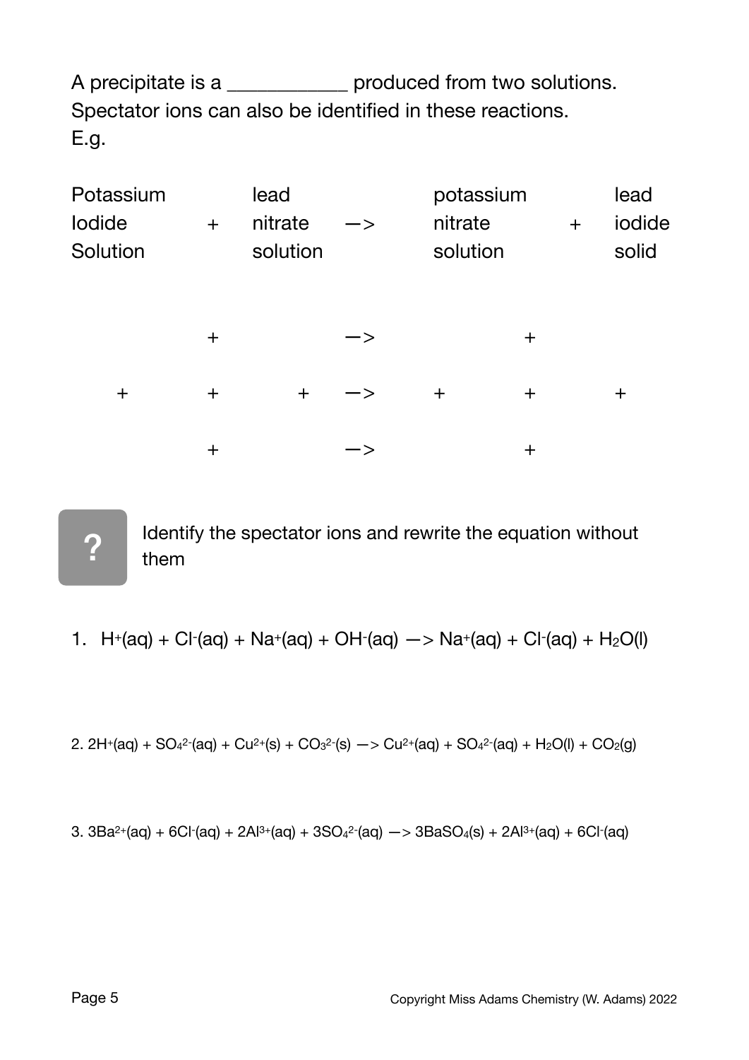A precipitate is a ___________ produced from two solutions.
Spectator ions can also be identified in these reactions.
E.g.

| Potassium Iodide Solution | + | lead nitrate solution | —> | potassium nitrate solution | + | lead iodide solid |
|---|---|---|---|---|---|---|
| | + | | —> | | + | |
| + | + | + | —> | + | + | + |
| | + | | —> | | + | |

**?** Identify the spectator ions and rewrite the equation without them

1. $H^+(aq) + Cl^-(aq) + Na^+(aq) + OH^-(aq)$ —> $Na^+(aq) + Cl^-(aq) + H_2O(l)$

2. $2H^+(aq) + SO_4^{2-}(aq) + Cu^{2+}(s) + CO_3^{2-}(s)$ —> $Cu^{2+}(aq) + SO_4^{2-}(aq) + H_2O(l) + CO_2(g)$

3. $3Ba^{2+}(aq) + 6Cl^-(aq) + 2Al^{3+}(aq) + 3SO_4^{2-}(aq)$ —> $3BaSO_4(s) + 2Al^{3+}(aq) + 6Cl^-(aq)$

Copyright Miss Adams Chemistry (W. Adams) 2022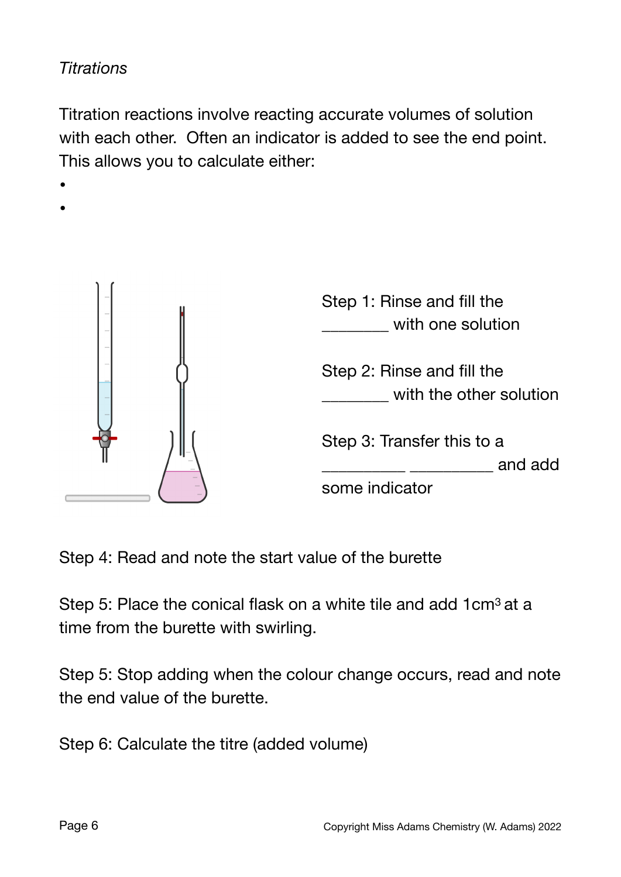*Titrations*

Titration reactions involve reacting accurate volumes of solution with each other. Often an indicator is added to see the end point. This allows you to calculate either:

- 
- 

Step 1: Rinse and fill the ________ with one solution

Step 2: Rinse and fill the ________ with the other solution

Step 3: Transfer this to a __________ __________ and add some indicator

Step 4: Read and note the start value of the burette

Step 5: Place the conical flask on a white tile and add 1cm$^3$ at a time from the burette with swirling.

Step 5: Stop adding when the colour change occurs, read and note the end value of the burette.

Step 6: Calculate the titre (added volume)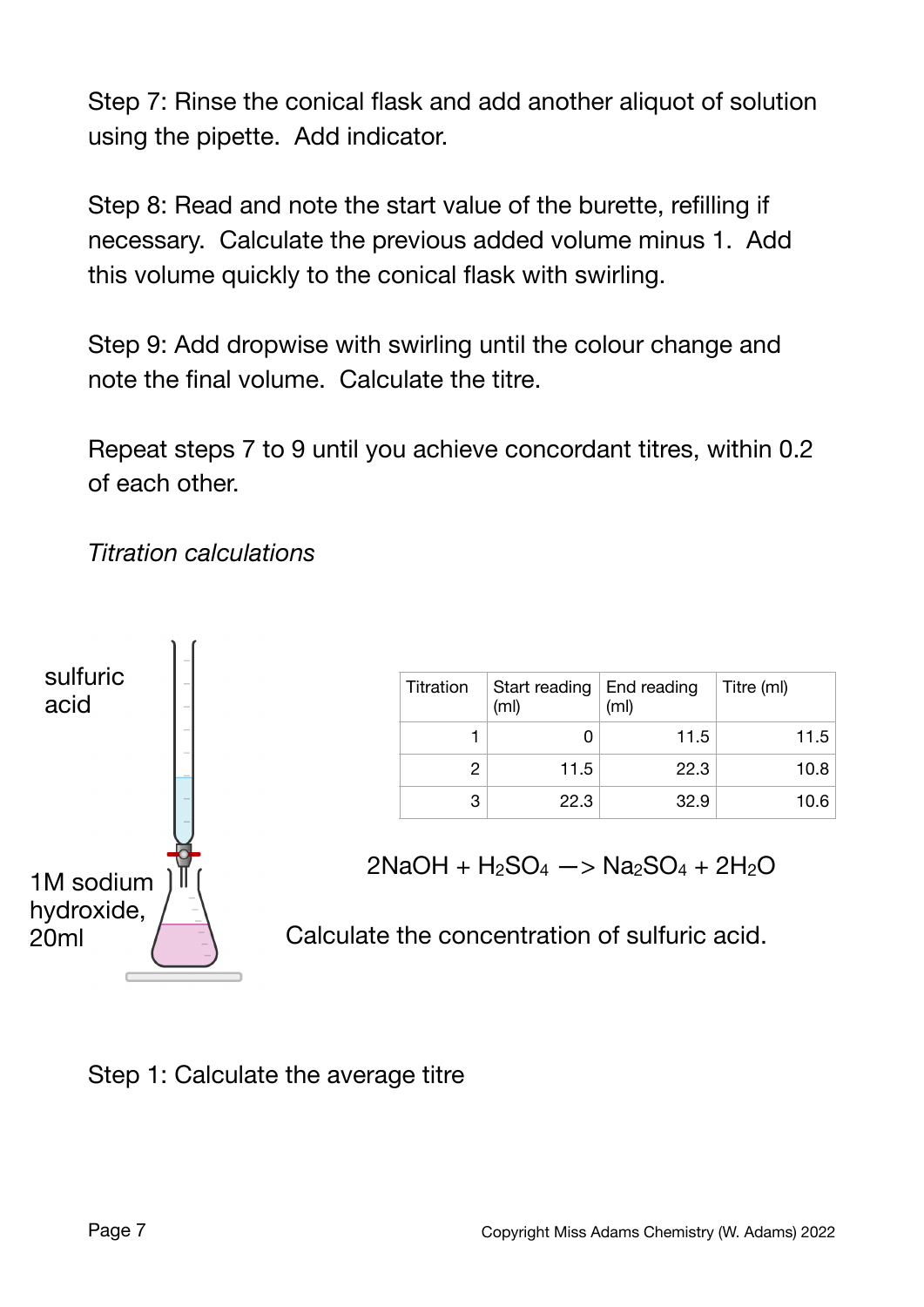Step 7: Rinse the conical flask and add another aliquot of solution using the pipette. Add indicator.

Step 8: Read and note the start value of the burette, refilling if necessary. Calculate the previous added volume minus 1. Add this volume quickly to the conical flask with swirling.

Step 9: Add dropwise with swirling until the colour change and note the final volume. Calculate the titre.

Repeat steps 7 to 9 until you achieve concordant titres, within 0.2 of each other.

*Titration calculations*

sulfuric acid

1M sodium hydroxide, 20ml

| Titration | Start reading (ml) | End reading (ml) | Titre (ml) |
|---|---|---|---|
| 1 | 0 | 11.5 | 11.5 |
| 2 | 11.5 | 22.3 | 10.8 |
| 3 | 22.3 | 32.9 | 10.6 |

$$2NaOH + H_2SO_4 \longrightarrow Na_2SO_4 + 2H_2O$$

Calculate the concentration of sulfuric acid.

Step 1: Calculate the average titre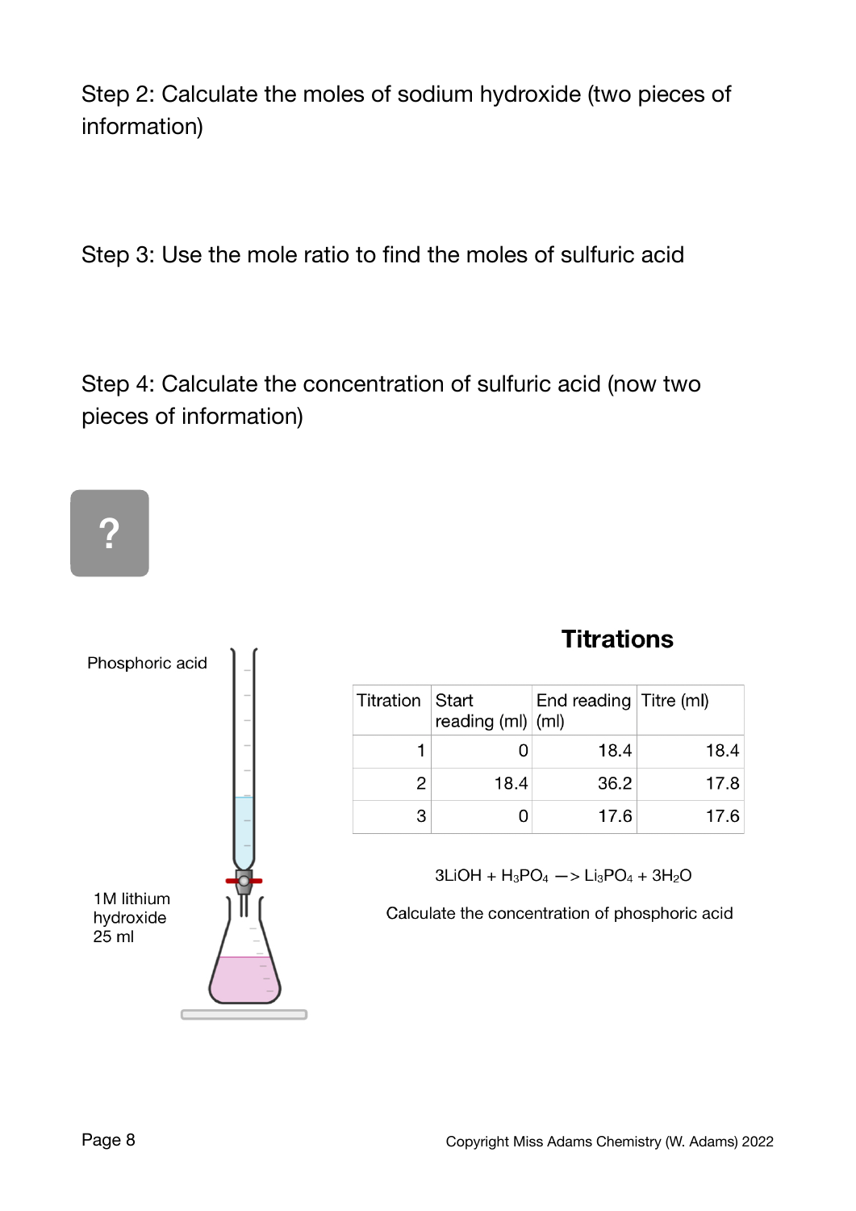Step 2: Calculate the moles of sodium hydroxide (two pieces of information)

Step 3: Use the mole ratio to find the moles of sulfuric acid

Step 4: Calculate the concentration of sulfuric acid (now two pieces of information)

?

Phosphoric acid

1M lithium hydroxide 25 ml

## Titrations

| Titration | Start reading (ml) | End reading (ml) | Titre (ml) |
| --- | --- | --- | --- |
| 1 | 0 | 18.4 | 18.4 |
| 2 | 18.4 | 36.2 | 17.8 |
| 3 | 0 | 17.6 | 17.6 |

$3LiOH + H_3PO_4 \rightarrow Li_3PO_4 + 3H_2O$

Calculate the concentration of phosphoric acid

Copyright Miss Adams Chemistry (W. Adams) 2022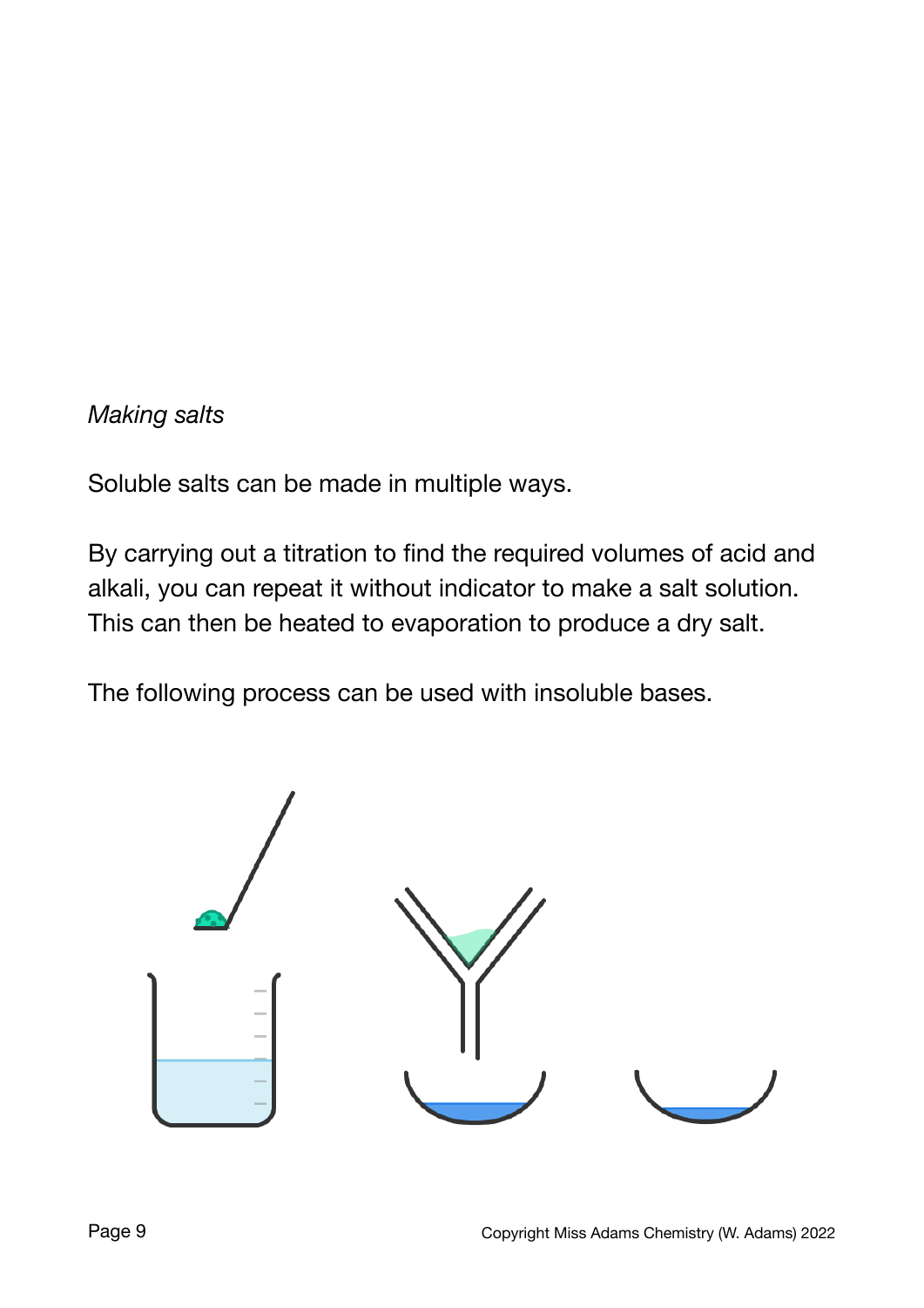*Making salts*

Soluble salts can be made in multiple ways.

By carrying out a titration to find the required volumes of acid and alkali, you can repeat it without indicator to make a salt solution. This can then be heated to evaporation to produce a dry salt.

The following process can be used with insoluble bases.